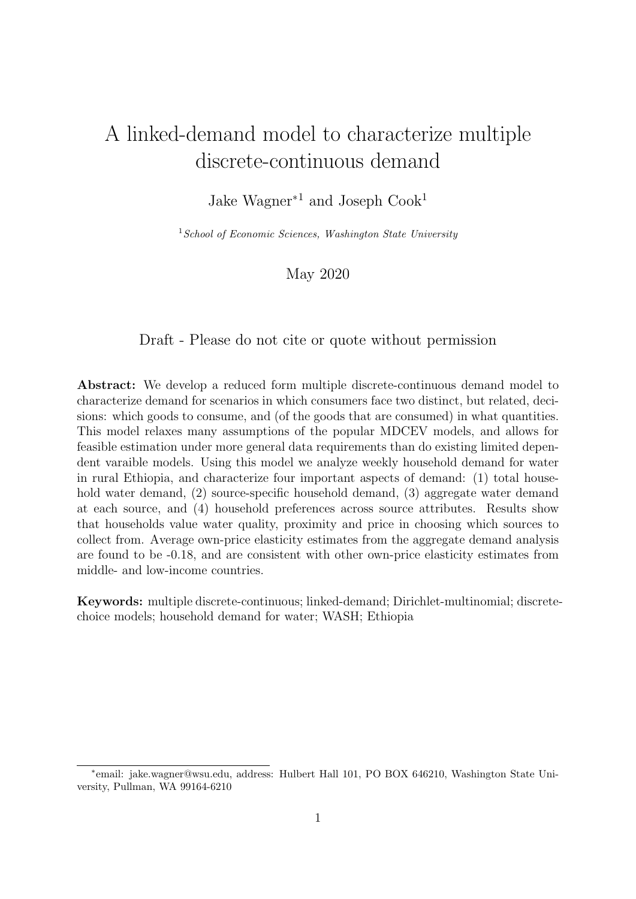# A linked-demand model to characterize multiple discrete-continuous demand

Jake Wagner*[1] and Joseph Cook[1]

[1]*School of Economic Sciences, Washington State University*

May 2020

Draft - Please do not cite or quote without permission

**Abstract:** We develop a reduced form multiple discrete-continuous demand model to characterize demand for scenarios in which consumers face two distinct, but related, decisions: which goods to consume, and (of the goods that are consumed) in what quantities. This model relaxes many assumptions of the popular MDCEV models, and allows for feasible estimation under more general data requirements than do existing limited dependent varaible models. Using this model we analyze weekly household demand for water in rural Ethiopia, and characterize four important aspects of demand: (1) total household water demand, (2) source-specific household demand, (3) aggregate water demand at each source, and (4) household preferences across source attributes. Results show that households value water quality, proximity and price in choosing which sources to collect from. Average own-price elasticity estimates from the aggregate demand analysis are found to be -0.18, and are consistent with other own-price elasticity estimates from middle- and low-income countries.

**Keywords:** multiple discrete-continuous; linked-demand; Dirichlet-multinomial; discrete-choice models; household demand for water; WASH; Ethiopia

*email: jake.wagner@wsu.edu, address: Hulbert Hall 101, PO BOX 646210, Washington State University, Pullman, WA 99164-6210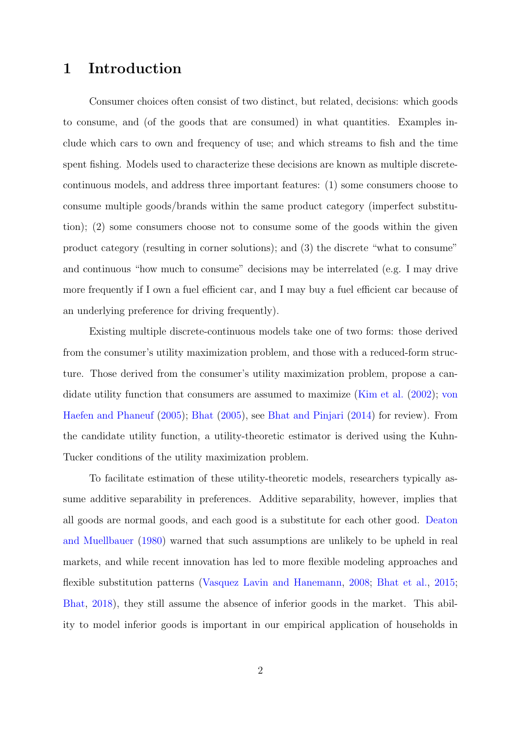# 1 Introduction

Consumer choices often consist of two distinct, but related, decisions: which goods to consume, and (of the goods that are consumed) in what quantities. Examples include which cars to own and frequency of use; and which streams to fish and the time spent fishing. Models used to characterize these decisions are known as multiple discrete-continuous models, and address three important features: (1) some consumers choose to consume multiple goods/brands within the same product category (imperfect substitution); (2) some consumers choose not to consume some of the goods within the given product category (resulting in corner solutions); and (3) the discrete "what to consume" and continuous "how much to consume" decisions may be interrelated (e.g. I may drive more frequently if I own a fuel efficient car, and I may buy a fuel efficient car because of an underlying preference for driving frequently).

Existing multiple discrete-continuous models take one of two forms: those derived from the consumer's utility maximization problem, and those with a reduced-form structure. Those derived from the consumer's utility maximization problem, propose a candidate utility function that consumers are assumed to maximize (Kim et al. (2002); von Haefen and Phaneuf (2005); Bhat (2005), see Bhat and Pinjari (2014) for review). From the candidate utility function, a utility-theoretic estimator is derived using the Kuhn-Tucker conditions of the utility maximization problem.

To facilitate estimation of these utility-theoretic models, researchers typically assume additive separability in preferences. Additive separability, however, implies that all goods are normal goods, and each good is a substitute for each other good. Deaton and Muellbauer (1980) warned that such assumptions are unlikely to be upheld in real markets, and while recent innovation has led to more flexible modeling approaches and flexible substitution patterns (Vasquez Lavin and Hanemann, 2008; Bhat et al., 2015; Bhat, 2018), they still assume the absence of inferior goods in the market. This ability to model inferior goods is important in our empirical application of households in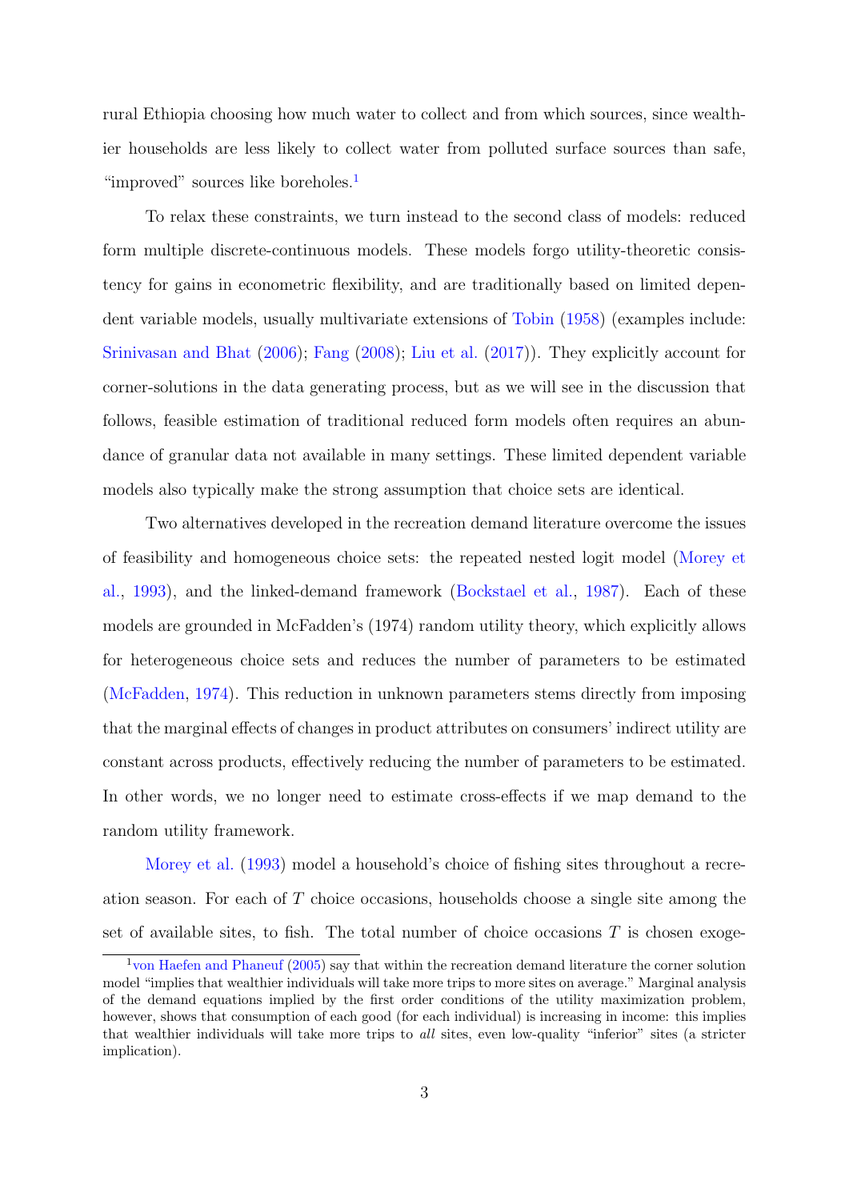rural Ethiopia choosing how much water to collect and from which sources, since wealthier households are less likely to collect water from polluted surface sources than safe, "improved" sources like boreholes.[1]

To relax these constraints, we turn instead to the second class of models: reduced form multiple discrete-continuous models. These models forgo utility-theoretic consistency for gains in econometric flexibility, and are traditionally based on limited dependent variable models, usually multivariate extensions of Tobin (1958) (examples include: Srinivasan and Bhat (2006); Fang (2008); Liu et al. (2017)). They explicitly account for corner-solutions in the data generating process, but as we will see in the discussion that follows, feasible estimation of traditional reduced form models often requires an abundance of granular data not available in many settings. These limited dependent variable models also typically make the strong assumption that choice sets are identical.

Two alternatives developed in the recreation demand literature overcome the issues of feasibility and homogeneous choice sets: the repeated nested logit model (Morey et al., 1993), and the linked-demand framework (Bockstael et al., 1987). Each of these models are grounded in McFadden's (1974) random utility theory, which explicitly allows for heterogeneous choice sets and reduces the number of parameters to be estimated (McFadden, 1974). This reduction in unknown parameters stems directly from imposing that the marginal effects of changes in product attributes on consumers' indirect utility are constant across products, effectively reducing the number of parameters to be estimated. In other words, we no longer need to estimate cross-effects if we map demand to the random utility framework.

Morey et al. (1993) model a household's choice of fishing sites throughout a recreation season. For each of $T$ choice occasions, households choose a single site among the set of available sites, to fish. The total number of choice occasions $T$ is chosen exoge-

[1] von Haefen and Phaneuf (2005) say that within the recreation demand literature the corner solution model "implies that wealthier individuals will take more trips to more sites on average." Marginal analysis of the demand equations implied by the first order conditions of the utility maximization problem, however, shows that consumption of each good (for each individual) is increasing in income: this implies that wealthier individuals will take more trips to *all* sites, even low-quality "inferior" sites (a stricter implication).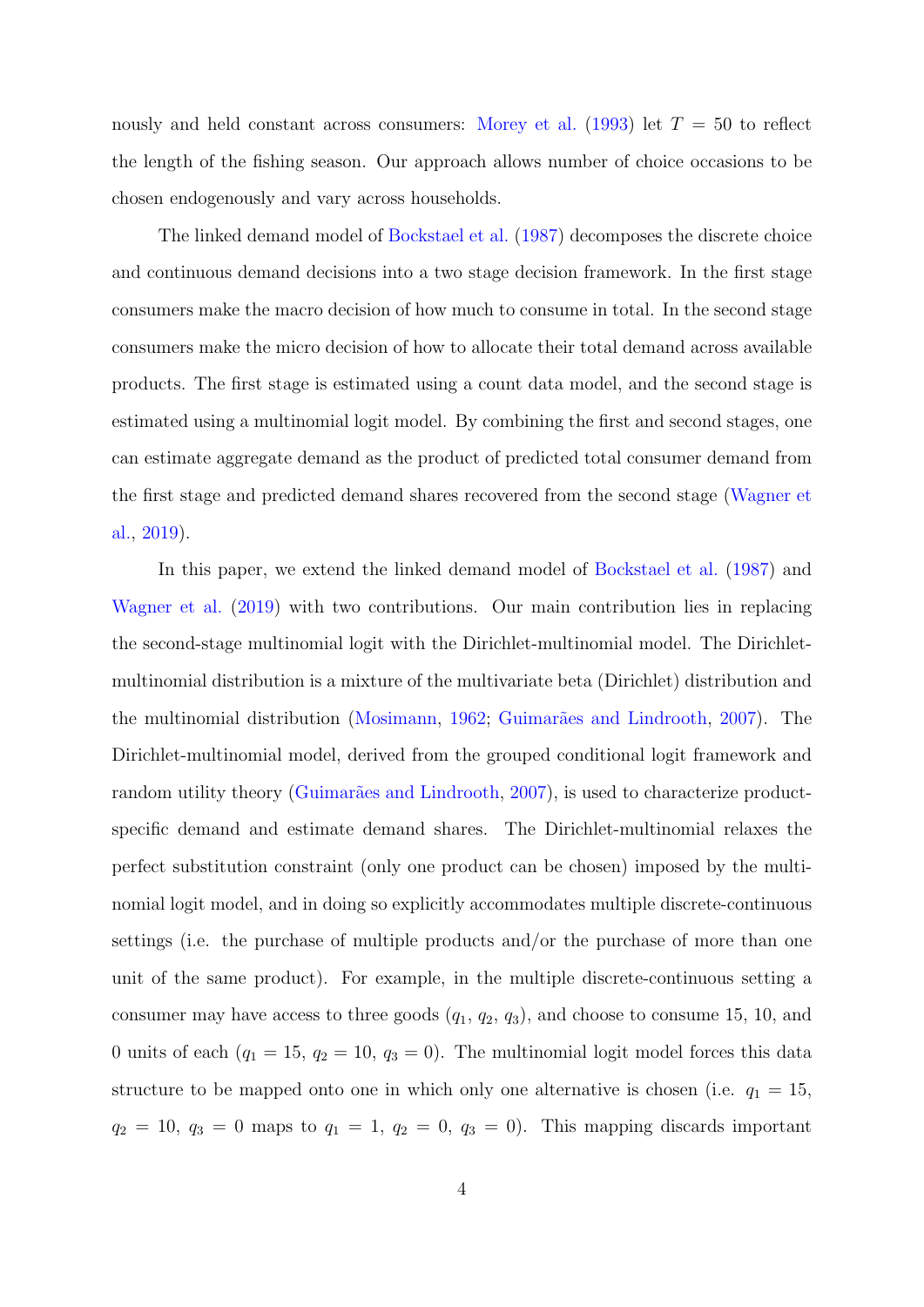nously and held constant across consumers: Morey et al. (1993) let $T = 50$ to reflect the length of the fishing season. Our approach allows number of choice occasions to be chosen endogenously and vary across households.

The linked demand model of Bockstael et al. (1987) decomposes the discrete choice and continuous demand decisions into a two stage decision framework. In the first stage consumers make the macro decision of how much to consume in total. In the second stage consumers make the micro decision of how to allocate their total demand across available products. The first stage is estimated using a count data model, and the second stage is estimated using a multinomial logit model. By combining the first and second stages, one can estimate aggregate demand as the product of predicted total consumer demand from the first stage and predicted demand shares recovered from the second stage (Wagner et al., 2019).

In this paper, we extend the linked demand model of Bockstael et al. (1987) and Wagner et al. (2019) with two contributions. Our main contribution lies in replacing the second-stage multinomial logit with the Dirichlet-multinomial model. The Dirichlet-multinomial distribution is a mixture of the multivariate beta (Dirichlet) distribution and the multinomial distribution (Mosimann, 1962; Guimarães and Lindrooth, 2007). The Dirichlet-multinomial model, derived from the grouped conditional logit framework and random utility theory (Guimarães and Lindrooth, 2007), is used to characterize product-specific demand and estimate demand shares. The Dirichlet-multinomial relaxes the perfect substitution constraint (only one product can be chosen) imposed by the multinomial logit model, and in doing so explicitly accommodates multiple discrete-continuous settings (i.e. the purchase of multiple products and/or the purchase of more than one unit of the same product). For example, in the multiple discrete-continuous setting a consumer may have access to three goods ($q_1$, $q_2$, $q_3$), and choose to consume 15, 10, and 0 units of each ($q_1 = 15$, $q_2 = 10$, $q_3 = 0$). The multinomial logit model forces this data structure to be mapped onto one in which only one alternative is chosen (i.e. $q_1 = 15$, $q_2 = 10$, $q_3 = 0$ maps to $q_1 = 1$, $q_2 = 0$, $q_3 = 0$). This mapping discards important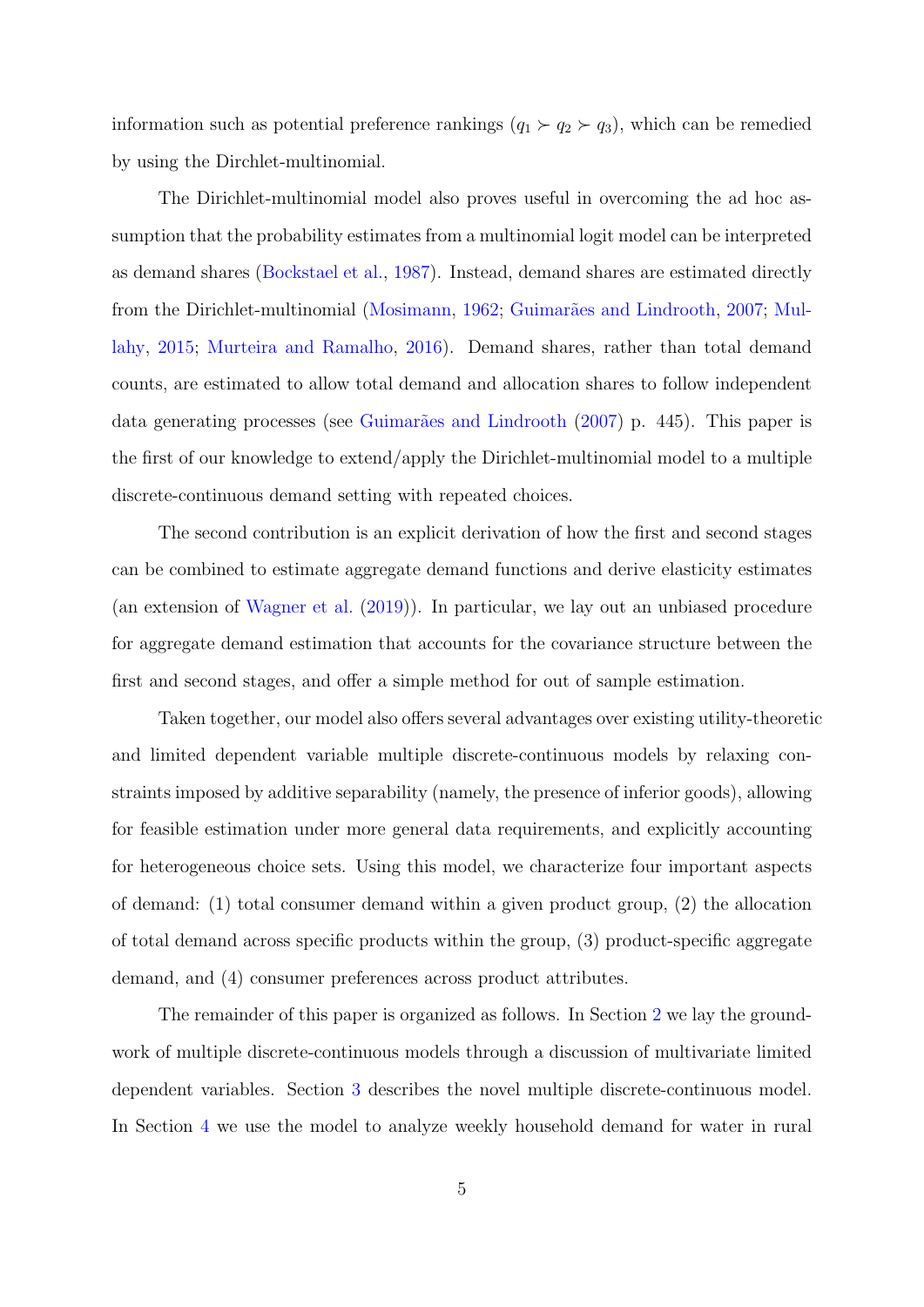information such as potential preference rankings ($q_1 \succ q_2 \succ q_3$), which can be remedied by using the Dirchlet-multinomial.

The Dirichlet-multinomial model also proves useful in overcoming the ad hoc assumption that the probability estimates from a multinomial logit model can be interpreted as demand shares (Bockstael et al., 1987). Instead, demand shares are estimated directly from the Dirichlet-multinomial (Mosimann, 1962; Guimarães and Lindrooth, 2007; Mullahy, 2015; Murteira and Ramalho, 2016). Demand shares, rather than total demand counts, are estimated to allow total demand and allocation shares to follow independent data generating processes (see Guimarães and Lindrooth (2007) p. 445). This paper is the first of our knowledge to extend/apply the Dirichlet-multinomial model to a multiple discrete-continuous demand setting with repeated choices.

The second contribution is an explicit derivation of how the first and second stages can be combined to estimate aggregate demand functions and derive elasticity estimates (an extension of Wagner et al. (2019)). In particular, we lay out an unbiased procedure for aggregate demand estimation that accounts for the covariance structure between the first and second stages, and offer a simple method for out of sample estimation.

Taken together, our model also offers several advantages over existing utility-theoretic and limited dependent variable multiple discrete-continuous models by relaxing constraints imposed by additive separability (namely, the presence of inferior goods), allowing for feasible estimation under more general data requirements, and explicitly accounting for heterogeneous choice sets. Using this model, we characterize four important aspects of demand: (1) total consumer demand within a given product group, (2) the allocation of total demand across specific products within the group, (3) product-specific aggregate demand, and (4) consumer preferences across product attributes.

The remainder of this paper is organized as follows. In Section 2 we lay the groundwork of multiple discrete-continuous models through a discussion of multivariate limited dependent variables. Section 3 describes the novel multiple discrete-continuous model. In Section 4 we use the model to analyze weekly household demand for water in rural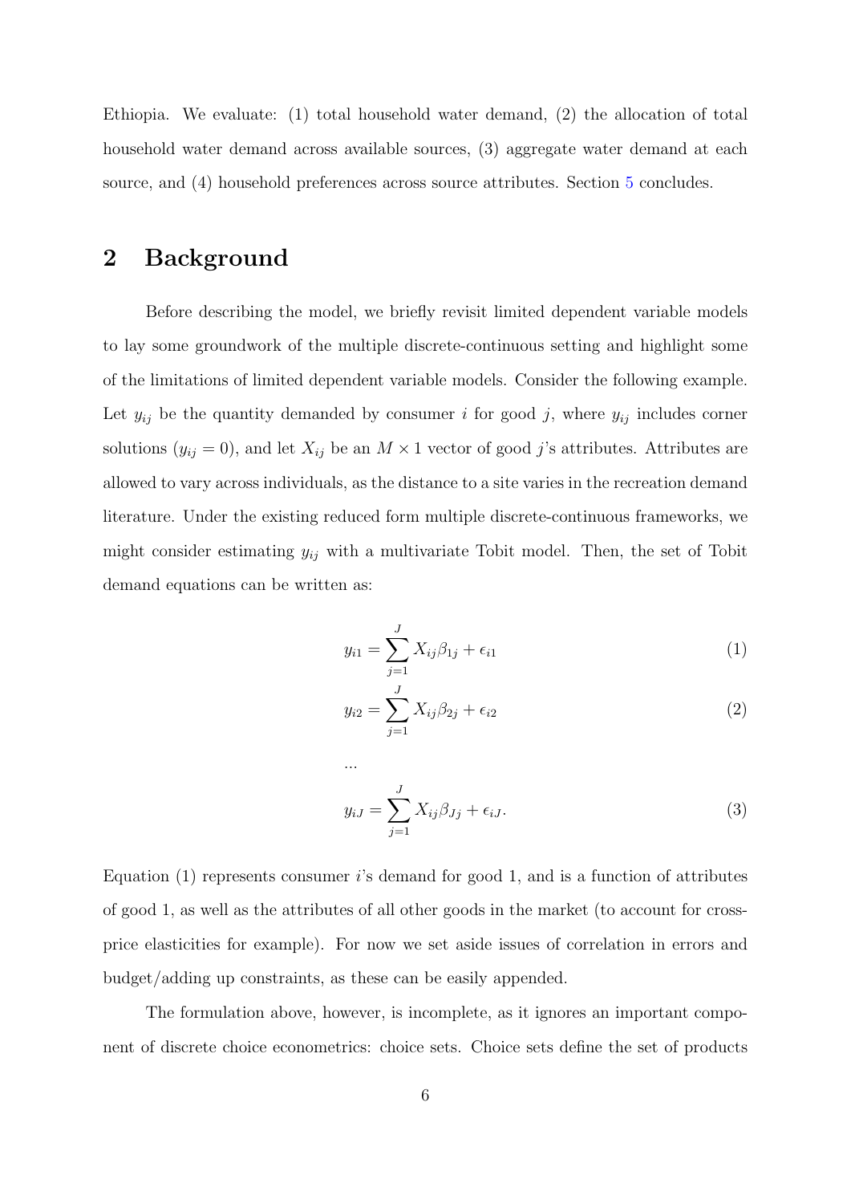Ethiopia. We evaluate: (1) total household water demand, (2) the allocation of total household water demand across available sources, (3) aggregate water demand at each source, and (4) household preferences across source attributes. Section 5 concludes.

## 2 Background

Before describing the model, we briefly revisit limited dependent variable models to lay some groundwork of the multiple discrete-continuous setting and highlight some of the limitations of limited dependent variable models. Consider the following example. Let $y_{ij}$ be the quantity demanded by consumer $i$ for good $j$, where $y_{ij}$ includes corner solutions ($y_{ij} = 0$), and let $X_{ij}$ be an $M \times 1$ vector of good $j$'s attributes. Attributes are allowed to vary across individuals, as the distance to a site varies in the recreation demand literature. Under the existing reduced form multiple discrete-continuous frameworks, we might consider estimating $y_{ij}$ with a multivariate Tobit model. Then, the set of Tobit demand equations can be written as:

$$y_{i1} = \sum_{j=1}^{J} X_{ij}\beta_{1j} + \epsilon_{i1} \tag{1}$$

$$y_{i2} = \sum_{j=1}^{J} X_{ij}\beta_{2j} + \epsilon_{i2} \tag{2}$$

$$\dots$$

$$y_{iJ} = \sum_{j=1}^{J} X_{ij}\beta_{Jj} + \epsilon_{iJ}. \tag{3}$$

Equation (1) represents consumer $i$'s demand for good 1, and is a function of attributes of good 1, as well as the attributes of all other goods in the market (to account for cross-price elasticities for example). For now we set aside issues of correlation in errors and budget/adding up constraints, as these can be easily appended.

The formulation above, however, is incomplete, as it ignores an important component of discrete choice econometrics: choice sets. Choice sets define the set of products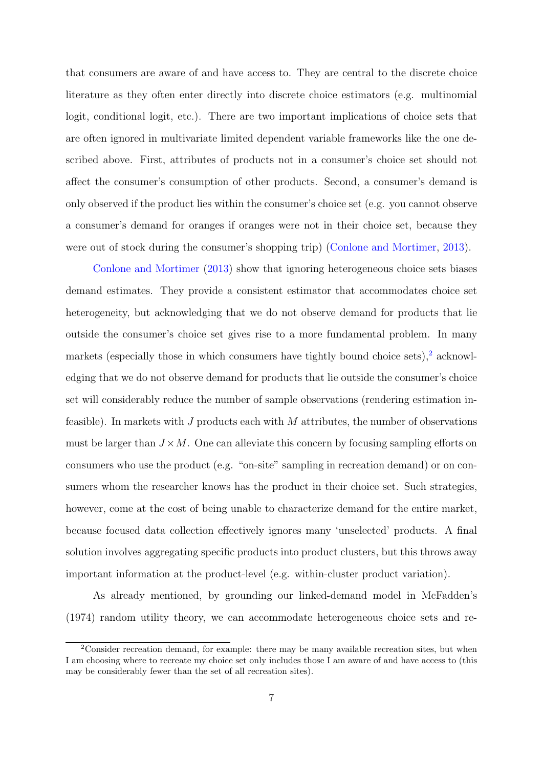that consumers are aware of and have access to. They are central to the discrete choice literature as they often enter directly into discrete choice estimators (e.g. multinomial logit, conditional logit, etc.). There are two important implications of choice sets that are often ignored in multivariate limited dependent variable frameworks like the one described above. First, attributes of products not in a consumer's choice set should not affect the consumer's consumption of other products. Second, a consumer's demand is only observed if the product lies within the consumer's choice set (e.g. you cannot observe a consumer's demand for oranges if oranges were not in their choice set, because they were out of stock during the consumer's shopping trip) (Conlone and Mortimer, 2013).

Conlone and Mortimer (2013) show that ignoring heterogeneous choice sets biases demand estimates. They provide a consistent estimator that accommodates choice set heterogeneity, but acknowledging that we do not observe demand for products that lie outside the consumer's choice set gives rise to a more fundamental problem. In many markets (especially those in which consumers have tightly bound choice sets),[2] acknowledging that we do not observe demand for products that lie outside the consumer's choice set will considerably reduce the number of sample observations (rendering estimation infeasible). In markets with $J$ products each with $M$ attributes, the number of observations must be larger than $J \times M$. One can alleviate this concern by focusing sampling efforts on consumers who use the product (e.g. "on-site" sampling in recreation demand) or on consumers whom the researcher knows has the product in their choice set. Such strategies, however, come at the cost of being unable to characterize demand for the entire market, because focused data collection effectively ignores many 'unselected' products. A final solution involves aggregating specific products into product clusters, but this throws away important information at the product-level (e.g. within-cluster product variation).

As already mentioned, by grounding our linked-demand model in McFadden's (1974) random utility theory, we can accommodate heterogeneous choice sets and re-

[2] Consider recreation demand, for example: there may be many available recreation sites, but when I am choosing where to recreate my choice set only includes those I am aware of and have access to (this may be considerably fewer than the set of all recreation sites).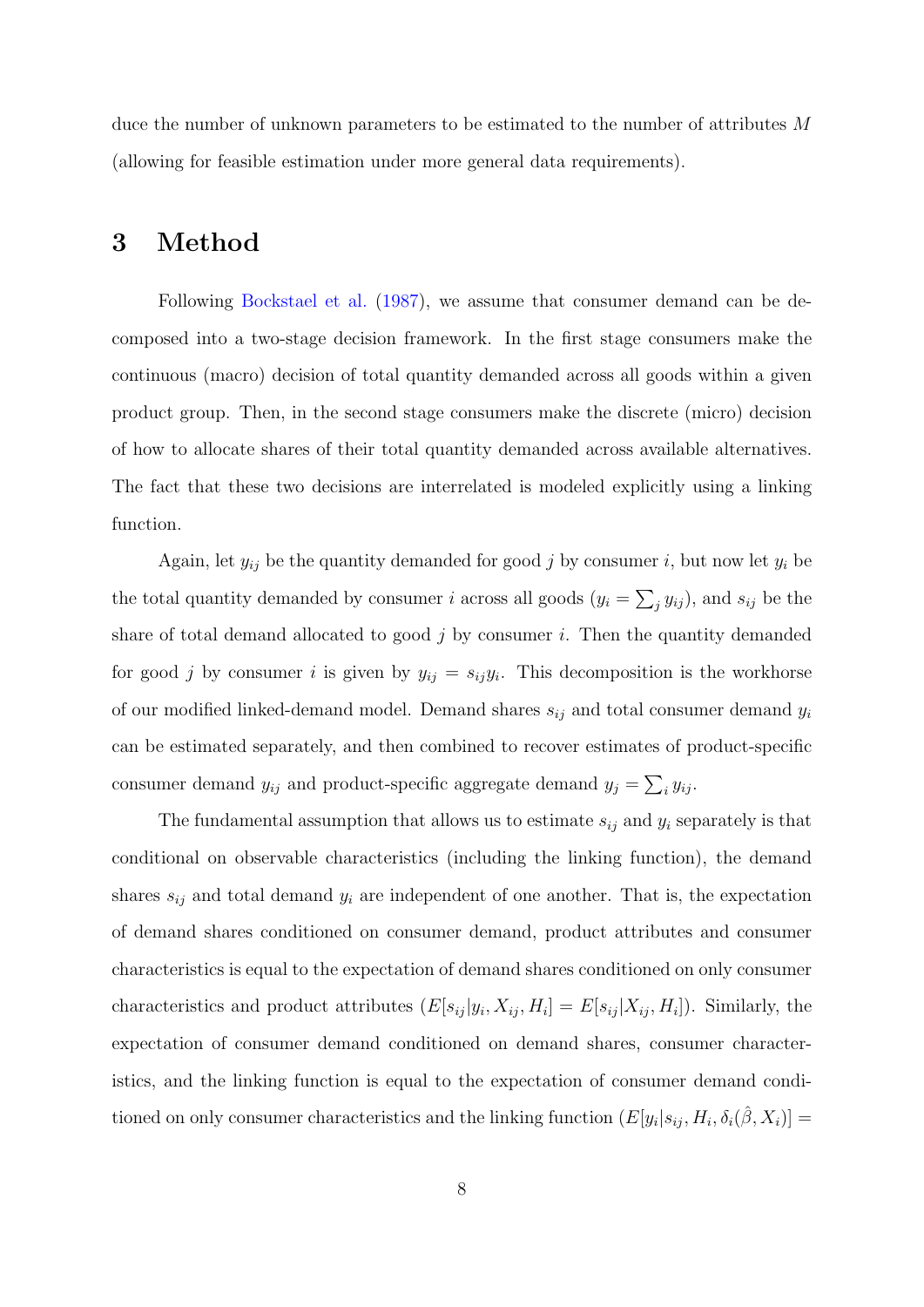duce the number of unknown parameters to be estimated to the number of attributes $M$ (allowing for feasible estimation under more general data requirements).

# 3 Method

Following Bockstael et al. (1987), we assume that consumer demand can be decomposed into a two-stage decision framework. In the first stage consumers make the continuous (macro) decision of total quantity demanded across all goods within a given product group. Then, in the second stage consumers make the discrete (micro) decision of how to allocate shares of their total quantity demanded across available alternatives. The fact that these two decisions are interrelated is modeled explicitly using a linking function.

Again, let $y_{ij}$ be the quantity demanded for good $j$ by consumer $i$, but now let $y_i$ be the total quantity demanded by consumer $i$ across all goods ($y_i = \sum_j y_{ij}$), and $s_{ij}$ be the share of total demand allocated to good $j$ by consumer $i$. Then the quantity demanded for good $j$ by consumer $i$ is given by $y_{ij} = s_{ij} y_i$. This decomposition is the workhorse of our modified linked-demand model. Demand shares $s_{ij}$ and total consumer demand $y_i$ can be estimated separately, and then combined to recover estimates of product-specific consumer demand $y_{ij}$ and product-specific aggregate demand $y_j = \sum_i y_{ij}$.

The fundamental assumption that allows us to estimate $s_{ij}$ and $y_i$ separately is that conditional on observable characteristics (including the linking function), the demand shares $s_{ij}$ and total demand $y_i$ are independent of one another. That is, the expectation of demand shares conditioned on consumer demand, product attributes and consumer characteristics is equal to the expectation of demand shares conditioned on only consumer characteristics and product attributes ($E[s_{ij}|y_i, X_{ij}, H_i] = E[s_{ij}|X_{ij}, H_i]$). Similarly, the expectation of consumer demand conditioned on demand shares, consumer characteristics, and the linking function is equal to the expectation of consumer demand conditioned on only consumer characteristics and the linking function ($E[y_i|s_{ij}, H_i, \delta_i(\hat{\beta}, X_i)] =$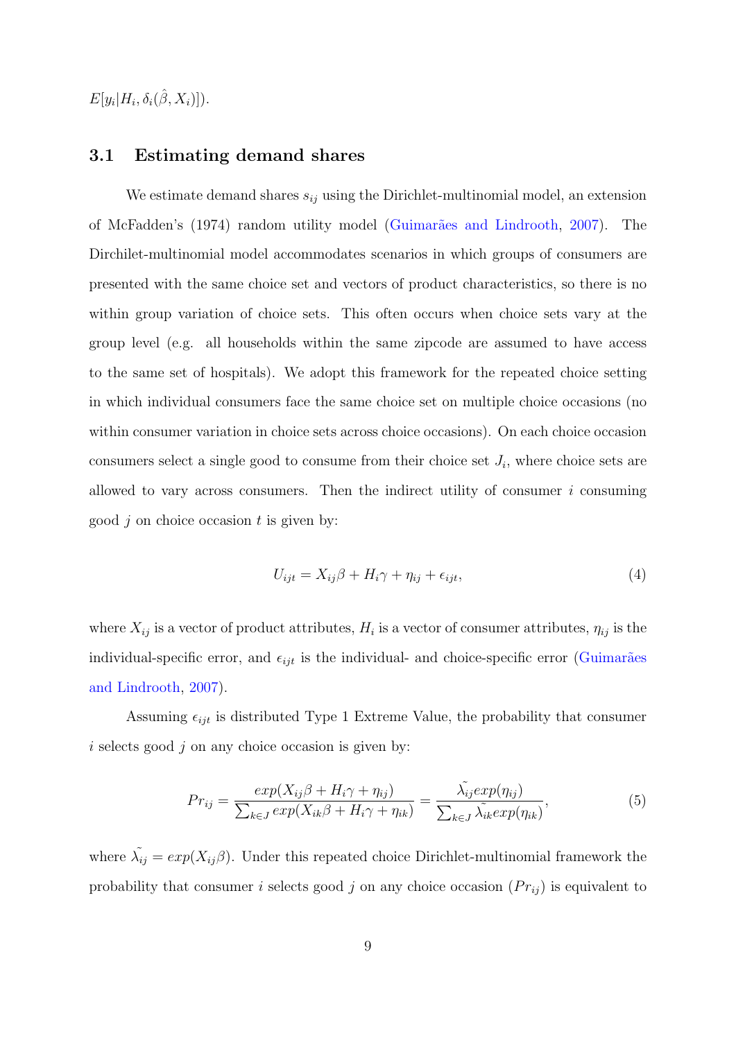$E[y_i|H_i, \delta_i(\hat{\beta}, X_i)]$).

### 3.1 Estimating demand shares

We estimate demand shares $s_{ij}$ using the Dirichlet-multinomial model, an extension of McFadden's (1974) random utility model (Guimarães and Lindrooth, 2007). The Dirchilet-multinomial model accommodates scenarios in which groups of consumers are presented with the same choice set and vectors of product characteristics, so there is no within group variation of choice sets. This often occurs when choice sets vary at the group level (e.g. all households within the same zipcode are assumed to have access to the same set of hospitals). We adopt this framework for the repeated choice setting in which individual consumers face the same choice set on multiple choice occasions (no within consumer variation in choice sets across choice occasions). On each choice occasion consumers select a single good to consume from their choice set $J_i$, where choice sets are allowed to vary across consumers. Then the indirect utility of consumer $i$ consuming good $j$ on choice occasion $t$ is given by:

$$U_{ijt} = X_{ij}\beta + H_i\gamma + \eta_{ij} + \epsilon_{ijt}, \tag{4}$$

where $X_{ij}$ is a vector of product attributes, $H_i$ is a vector of consumer attributes, $\eta_{ij}$ is the individual-specific error, and $\epsilon_{ijt}$ is the individual- and choice-specific error (Guimarães and Lindrooth, 2007).

Assuming $\epsilon_{ijt}$ is distributed Type 1 Extreme Value, the probability that consumer $i$ selects good $j$ on any choice occasion is given by:

$$Pr_{ij} = \frac{exp(X_{ij}\beta + H_i\gamma + \eta_{ij})}{\sum_{k \in J} exp(X_{ik}\beta + H_i\gamma + \eta_{ik})} = \frac{\tilde{\lambda_{ij}} exp(\eta_{ij})}{\sum_{k \in J} \tilde{\lambda_{ik}} exp(\eta_{ik})}, \tag{5}$$

where $\tilde{\lambda_{ij}} = exp(X_{ij}\beta)$. Under this repeated choice Dirichlet-multinomial framework the probability that consumer $i$ selects good $j$ on any choice occasion ($Pr_{ij}$) is equivalent to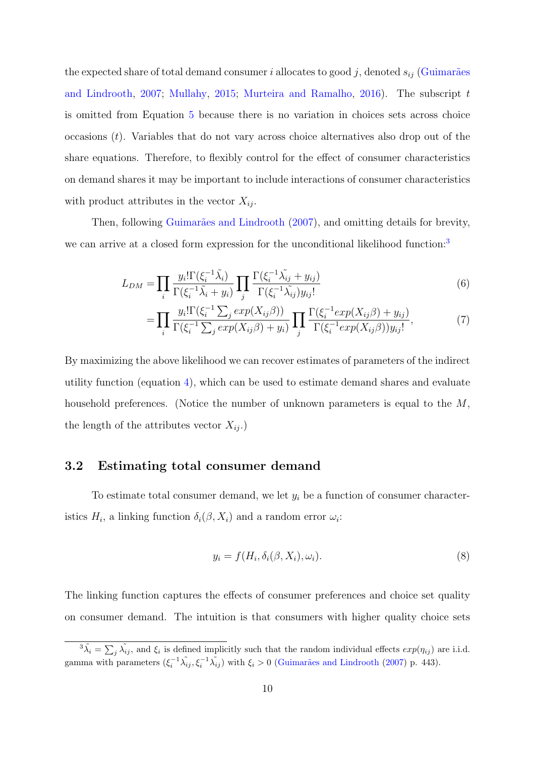the expected share of total demand consumer $i$ allocates to good $j$, denoted $s_{ij}$ (Guimarães and Lindrooth, 2007; Mullahy, 2015; Murteira and Ramalho, 2016). The subscript $t$ is omitted from Equation 5 because there is no variation in choices sets across choice occasions ($t$). Variables that do not vary across choice alternatives also drop out of the share equations. Therefore, to flexibly control for the effect of consumer characteristics on demand shares it may be important to include interactions of consumer characteristics with product attributes in the vector $X_{ij}$.

Then, following Guimarães and Lindrooth (2007), and omitting details for brevity, we can arrive at a closed form expression for the unconditional likelihood function:[3]

$$
\begin{aligned}
L_{DM} &= \prod_i \frac{y_i! \Gamma(\xi_i^{-1} \tilde{\lambda}_i)}{\Gamma(\xi_i^{-1} \tilde{\lambda}_i + y_i)} \prod_j \frac{\Gamma(\xi_i^{-1} \tilde{\lambda_{ij}} + y_{ij})}{\Gamma(\xi_i^{-1} \tilde{\lambda_{ij}}) y_{ij}!} && (6) \\
&= \prod_i \frac{y_i! \Gamma(\xi_i^{-1} \sum_j exp(X_{ij}\beta))}{\Gamma(\xi_i^{-1} \sum_j exp(X_{ij}\beta) + y_i)} \prod_j \frac{\Gamma(\xi_i^{-1} exp(X_{ij}\beta) + y_{ij})}{\Gamma(\xi_i^{-1} exp(X_{ij}\beta)) y_{ij}!}, && (7)
\end{aligned}
$$

By maximizing the above likelihood we can recover estimates of parameters of the indirect utility function (equation 4), which can be used to estimate demand shares and evaluate household preferences. (Notice the number of unknown parameters is equal to the $M$, the length of the attributes vector $X_{ij}$.)

## 3.2 Estimating total consumer demand

To estimate total consumer demand, we let $y_i$ be a function of consumer characteristics $H_i$, a linking function $\delta_i(\beta, X_i)$ and a random error $\omega_i$:

$$
y_i = f(H_i, \delta_i(\beta, X_i), \omega_i). \tag{8}
$$

The linking function captures the effects of consumer preferences and choice set quality on consumer demand. The intuition is that consumers with higher quality choice sets

[3] $\tilde{\lambda}_i = \sum_j \tilde{\lambda_{ij}}$, and $\xi_i$ is defined implicitly such that the random individual effects $exp(\eta_{ij})$ are i.i.d. gamma with parameters $(\xi_i^{-1} \tilde{\lambda_{ij}}, \xi_i^{-1} \tilde{\lambda_{ij}})$ with $\xi_i > 0$ (Guimarães and Lindrooth (2007) p. 443).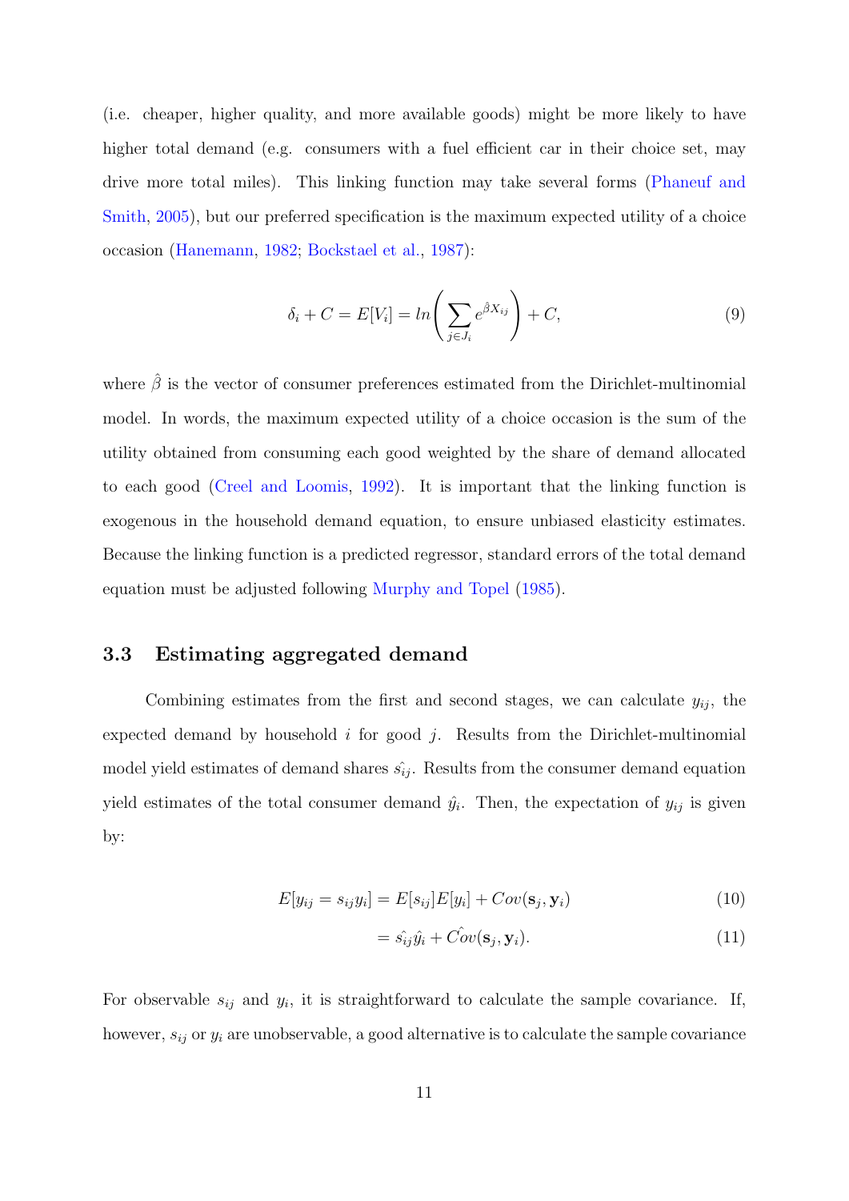(i.e. cheaper, higher quality, and more available goods) might be more likely to have higher total demand (e.g. consumers with a fuel efficient car in their choice set, may drive more total miles). This linking function may take several forms (Phaneuf and Smith, 2005), but our preferred specification is the maximum expected utility of a choice occasion (Hanemann, 1982; Bockstael et al., 1987):

$$\delta_i + C = E[V_i] = ln\left(\sum_{j \in J_i} e^{\hat{\beta} X_{ij}}\right) + C, \tag{9}$$

where $\hat{\beta}$ is the vector of consumer preferences estimated from the Dirichlet-multinomial model. In words, the maximum expected utility of a choice occasion is the sum of the utility obtained from consuming each good weighted by the share of demand allocated to each good (Creel and Loomis, 1992). It is important that the linking function is exogenous in the household demand equation, to ensure unbiased elasticity estimates. Because the linking function is a predicted regressor, standard errors of the total demand equation must be adjusted following Murphy and Topel (1985).

### 3.3 Estimating aggregated demand

Combining estimates from the first and second stages, we can calculate $y_{ij}$, the expected demand by household $i$ for good $j$. Results from the Dirichlet-multinomial model yield estimates of demand shares $\hat{s_{ij}}$. Results from the consumer demand equation yield estimates of the total consumer demand $\hat{y_i}$. Then, the expectation of $y_{ij}$ is given by:

$$E[y_{ij} = s_{ij} y_i] = E[s_{ij}]E[y_i] + Cov(\mathbf{s}_j, \mathbf{y}_i) \tag{10}$$

$$= \hat{s_{ij}} \hat{y_i} + \hat{Cov}(\mathbf{s}_j, \mathbf{y}_i). \tag{11}$$

For observable $s_{ij}$ and $y_i$, it is straightforward to calculate the sample covariance. If, however, $s_{ij}$ or $y_i$ are unobservable, a good alternative is to calculate the sample covariance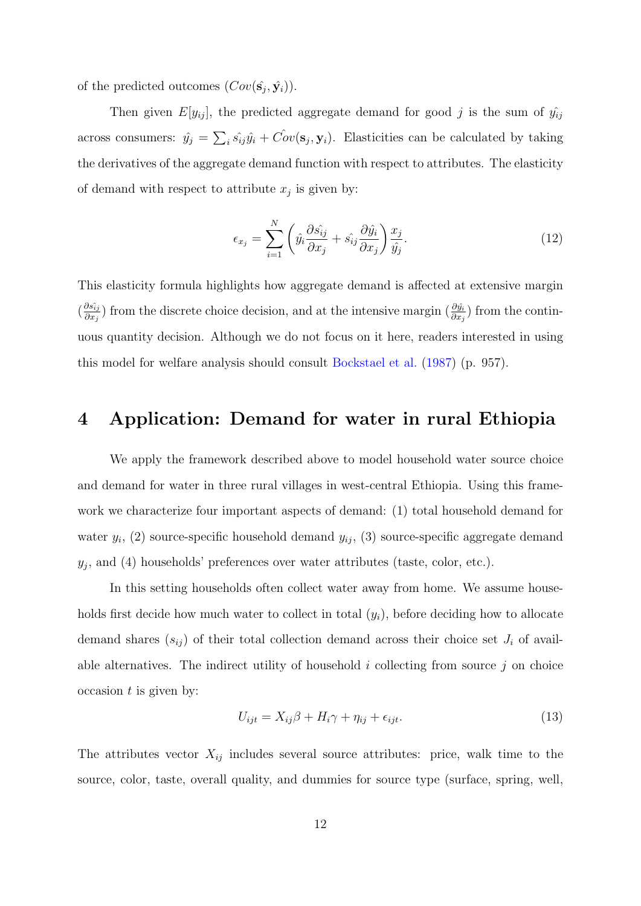of the predicted outcomes ($Cov(\hat{\mathbf{s}}_j, \hat{\mathbf{y}}_i)$).

Then given $E[y_{ij}]$, the predicted aggregate demand for good $j$ is the sum of $\hat{y_{ij}}$ across consumers: $\hat{y_j} = \sum_i \hat{s_{ij}} \hat{y_i} + \hat{Cov}(\mathbf{s}_j, \mathbf{y}_i)$. Elasticities can be calculated by taking the derivatives of the aggregate demand function with respect to attributes. The elasticity of demand with respect to attribute $x_j$ is given by:

$$\epsilon_{x_j} = \sum_{i=1}^{N} \left( \hat{y_i} \frac{\partial \hat{s_{ij}}}{\partial x_j} + \hat{s_{ij}} \frac{\partial \hat{y_i}}{\partial x_j} \right) \frac{x_j}{\hat{y_j}}. \tag{12}$$

This elasticity formula highlights how aggregate demand is affected at extensive margin ($\frac{\partial \hat{s_{ij}}}{\partial x_j}$) from the discrete choice decision, and at the intensive margin ($\frac{\partial \hat{y_i}}{\partial x_j}$) from the continuous quantity decision. Although we do not focus on it here, readers interested in using this model for welfare analysis should consult Bockstael et al. (1987) (p. 957).

# 4 Application: Demand for water in rural Ethiopia

We apply the framework described above to model household water source choice and demand for water in three rural villages in west-central Ethiopia. Using this framework we characterize four important aspects of demand: (1) total household demand for water $y_i$, (2) source-specific household demand $y_{ij}$, (3) source-specific aggregate demand $y_j$, and (4) households' preferences over water attributes (taste, color, etc.).

In this setting households often collect water away from home. We assume households first decide how much water to collect in total ($y_i$), before deciding how to allocate demand shares ($s_{ij}$) of their total collection demand across their choice set $J_i$ of available alternatives. The indirect utility of household $i$ collecting from source $j$ on choice occasion $t$ is given by:

$$U_{ijt} = X_{ij}\beta + H_i\gamma + \eta_{ij} + \epsilon_{ijt}. \tag{13}$$

The attributes vector $X_{ij}$ includes several source attributes: price, walk time to the source, color, taste, overall quality, and dummies for source type (surface, spring, well,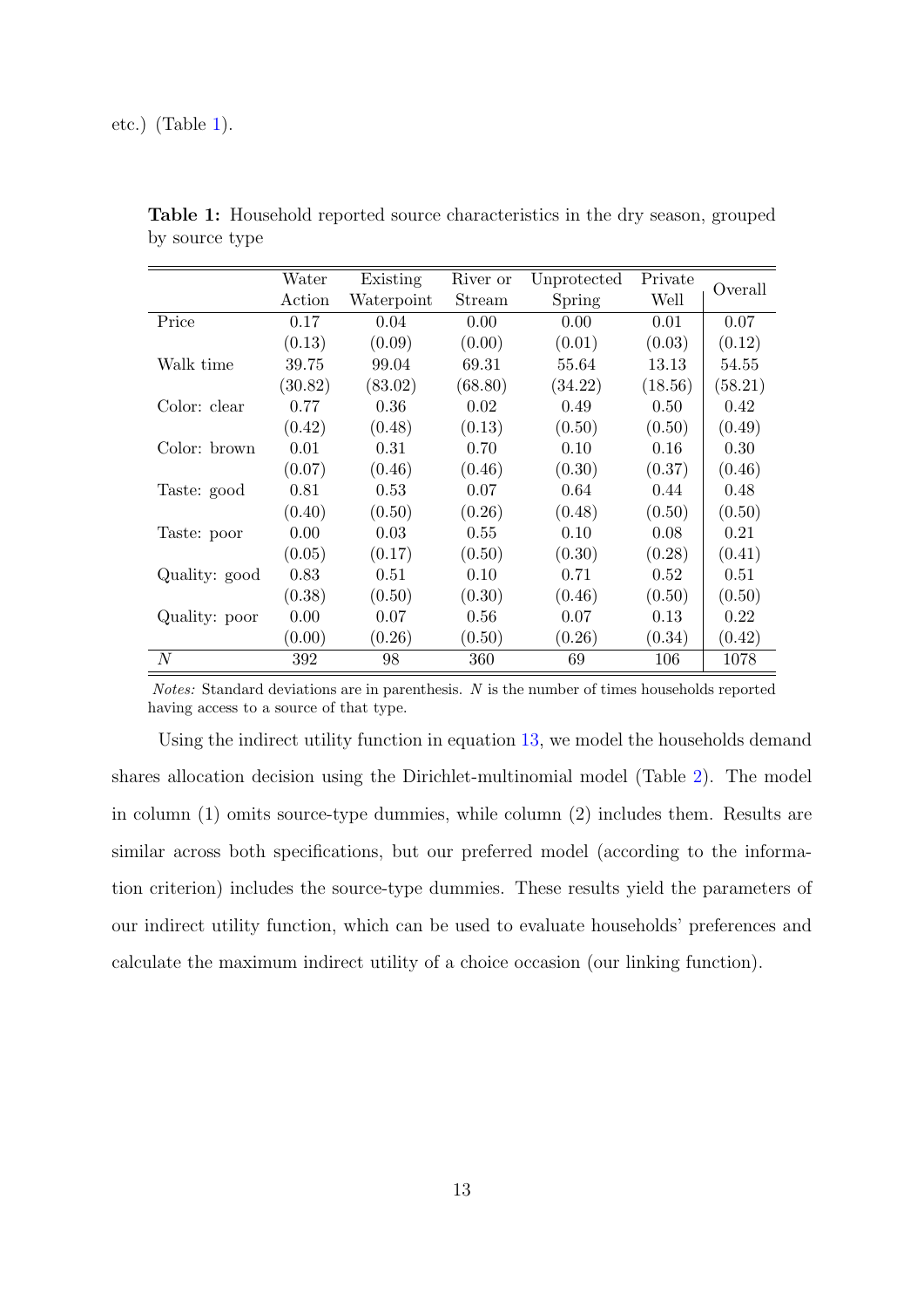etc.) (Table 1).

**Table 1:** Household reported source characteristics in the dry season, grouped by source type

| | Water Action | Existing Waterpoint | River or Stream | Unprotected Spring | Private Well | Overall |
|---|---|---|---|---|---|---|
| Price | 0.17 | 0.04 | 0.00 | 0.00 | 0.01 | 0.07 |
| | (0.13) | (0.09) | (0.00) | (0.01) | (0.03) | (0.12) |
| Walk time | 39.75 | 99.04 | 69.31 | 55.64 | 13.13 | 54.55 |
| | (30.82) | (83.02) | (68.80) | (34.22) | (18.56) | (58.21) |
| Color: clear | 0.77 | 0.36 | 0.02 | 0.49 | 0.50 | 0.42 |
| | (0.42) | (0.48) | (0.13) | (0.50) | (0.50) | (0.49) |
| Color: brown | 0.01 | 0.31 | 0.70 | 0.10 | 0.16 | 0.30 |
| | (0.07) | (0.46) | (0.46) | (0.30) | (0.37) | (0.46) |
| Taste: good | 0.81 | 0.53 | 0.07 | 0.64 | 0.44 | 0.48 |
| | (0.40) | (0.50) | (0.26) | (0.48) | (0.50) | (0.50) |
| Taste: poor | 0.00 | 0.03 | 0.55 | 0.10 | 0.08 | 0.21 |
| | (0.05) | (0.17) | (0.50) | (0.30) | (0.28) | (0.41) |
| Quality: good | 0.83 | 0.51 | 0.10 | 0.71 | 0.52 | 0.51 |
| | (0.38) | (0.50) | (0.30) | (0.46) | (0.50) | (0.50) |
| Quality: poor | 0.00 | 0.07 | 0.56 | 0.07 | 0.13 | 0.22 |
| | (0.00) | (0.26) | (0.50) | (0.26) | (0.34) | (0.42) |
| $N$ | 392 | 98 | 360 | 69 | 106 | 1078 |

*Notes:* Standard deviations are in parenthesis. $N$ is the number of times households reported having access to a source of that type.

Using the indirect utility function in equation 13, we model the households demand shares allocation decision using the Dirichlet-multinomial model (Table 2). The model in column (1) omits source-type dummies, while column (2) includes them. Results are similar across both specifications, but our preferred model (according to the information criterion) includes the source-type dummies. These results yield the parameters of our indirect utility function, which can be used to evaluate households' preferences and calculate the maximum indirect utility of a choice occasion (our linking function).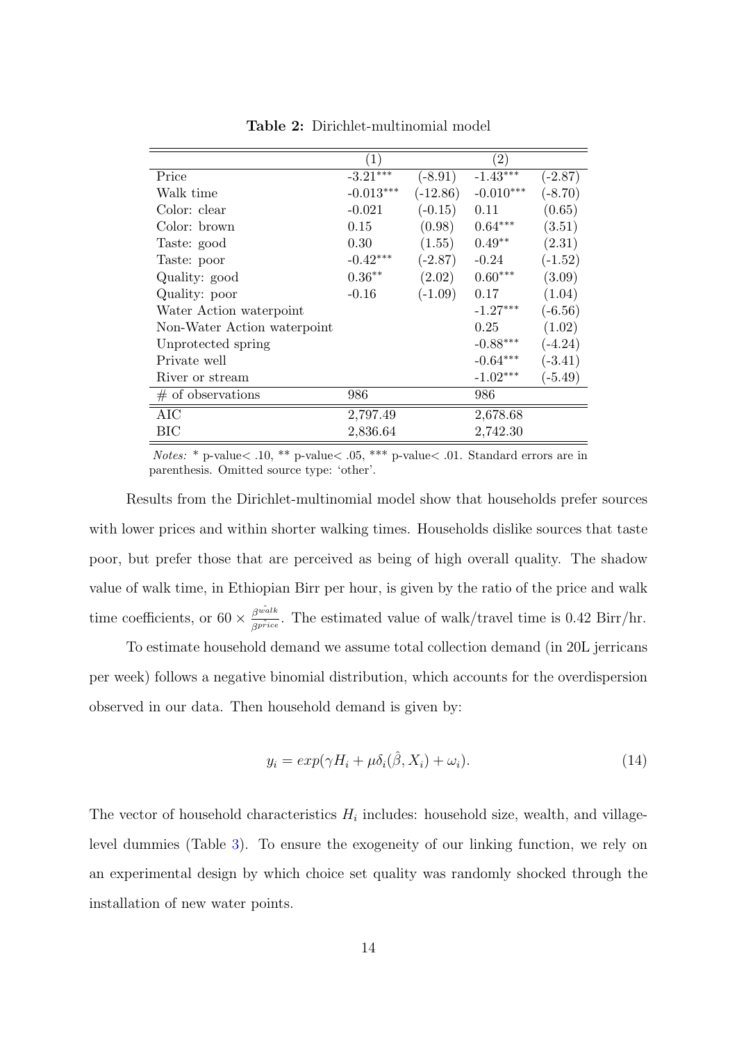**Table 2:** Dirichlet-multinomial model

| | (1) | | (2) | |
|---|---|---|---|---|
| Price | -3.21*** | (-8.91) | -1.43*** | (-2.87) |
| Walk time | -0.013*** | (-12.86) | -0.010*** | (-8.70) |
| Color: clear | -0.021 | (-0.15) | 0.11 | (0.65) |
| Color: brown | 0.15 | (0.98) | 0.64*** | (3.51) |
| Taste: good | 0.30 | (1.55) | 0.49** | (2.31) |
| Taste: poor | -0.42*** | (-2.87) | -0.24 | (-1.52) |
| Quality: good | 0.36** | (2.02) | 0.60*** | (3.09) |
| Quality: poor | -0.16 | (-1.09) | 0.17 | (1.04) |
| Water Action waterpoint | | | -1.27*** | (-6.56) |
| Non-Water Action waterpoint | | | 0.25 | (1.02) |
| Unprotected spring | | | -0.88*** | (-4.24) |
| Private well | | | -0.64*** | (-3.41) |
| River or stream | | | -1.02*** | (-5.49) |
| # of observations | 986 | | 986 | |
| AIC | 2,797.49 | | 2,678.68 | |
| BIC | 2,836.64 | | 2,742.30 | |

*Notes:* * p-value< .10, ** p-value< .05, *** p-value< .01. Standard errors are in parenthesis. Omitted source type: 'other'.

Results from the Dirichlet-multinomial model show that households prefer sources with lower prices and within shorter walking times. Households dislike sources that taste poor, but prefer those that are perceived as being of high overall quality. The shadow value of walk time, in Ethiopian Birr per hour, is given by the ratio of the price and walk time coefficients, or $60 \times \frac{\hat{\beta^{walk}}}{\hat{\beta^{price}}}$. The estimated value of walk/travel time is 0.42 Birr/hr.

To estimate household demand we assume total collection demand (in 20L jerricans per week) follows a negative binomial distribution, which accounts for the overdispersion observed in our data. Then household demand is given by:

$$y_i = exp(\gamma H_i + \mu \delta_i(\hat{\beta}, X_i) + \omega_i). \tag{14}$$

The vector of household characteristics $H_i$ includes: household size, wealth, and village-level dummies (Table 3). To ensure the exogeneity of our linking function, we rely on an experimental design by which choice set quality was randomly shocked through the installation of new water points.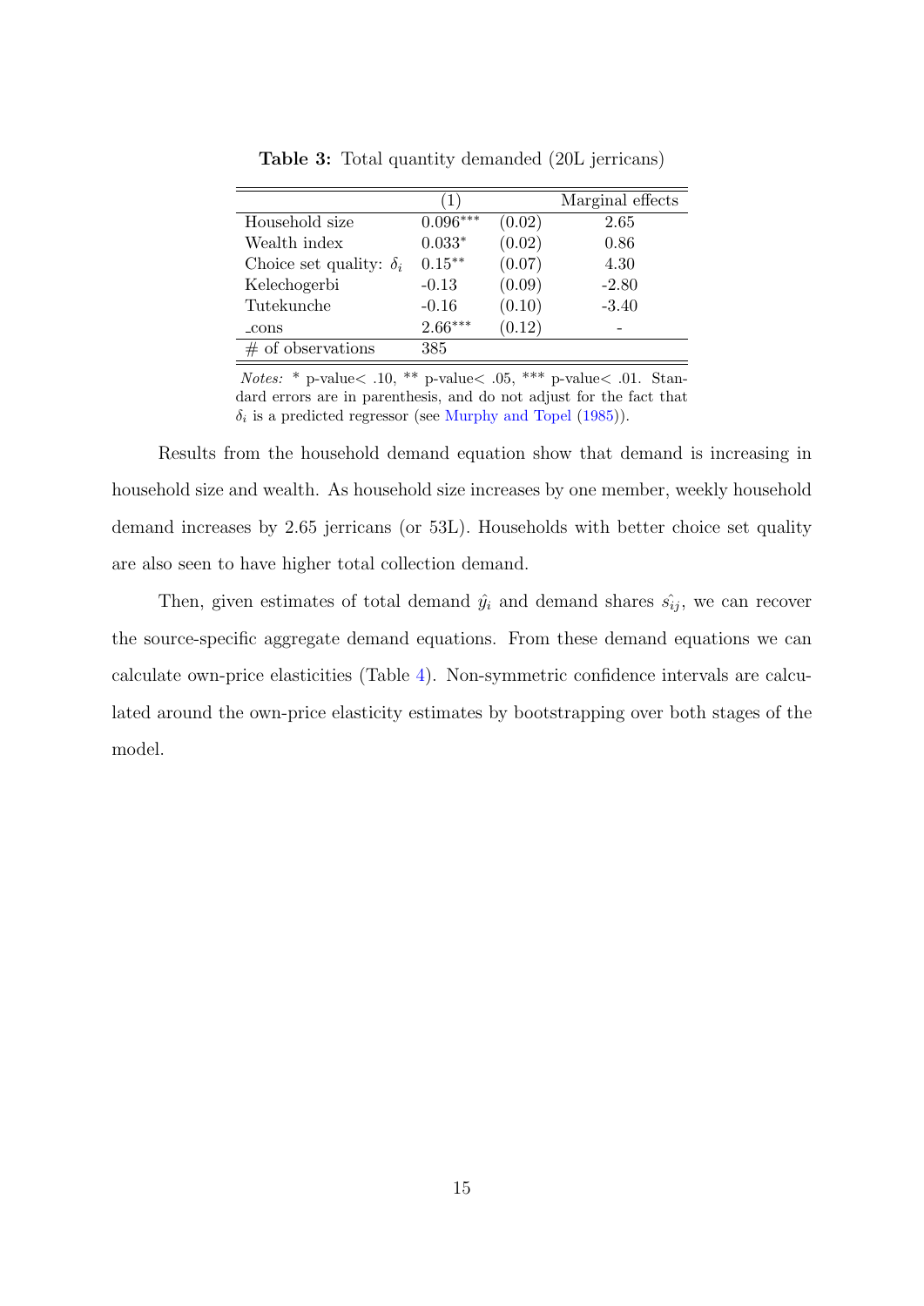**Table 3:** Total quantity demanded (20L jerricans)

| | (1) | | Marginal effects |
|---|---|---|---|
| Household size | 0.096*** | (0.02) | 2.65 |
| Wealth index | 0.033* | (0.02) | 0.86 |
| Choice set quality: $\delta_i$ | 0.15** | (0.07) | 4.30 |
| Kelechogerbi | -0.13 | (0.09) | -2.80 |
| Tutekunche | -0.16 | (0.10) | -3.40 |
| _cons | 2.66*** | (0.12) | - |
| # of observations | 385 | | |

*Notes:* * p-value< .10, ** p-value< .05, *** p-value< .01. Standard errors are in parenthesis, and do not adjust for the fact that $\delta_i$ is a predicted regressor (see Murphy and Topel (1985)).

Results from the household demand equation show that demand is increasing in household size and wealth. As household size increases by one member, weekly household demand increases by 2.65 jerricans (or 53L). Households with better choice set quality are also seen to have higher total collection demand.

Then, given estimates of total demand $\hat{y}_i$ and demand shares $\hat{s_{ij}}$, we can recover the source-specific aggregate demand equations. From these demand equations we can calculate own-price elasticities (Table 4). Non-symmetric confidence intervals are calculated around the own-price elasticity estimates by bootstrapping over both stages of the model.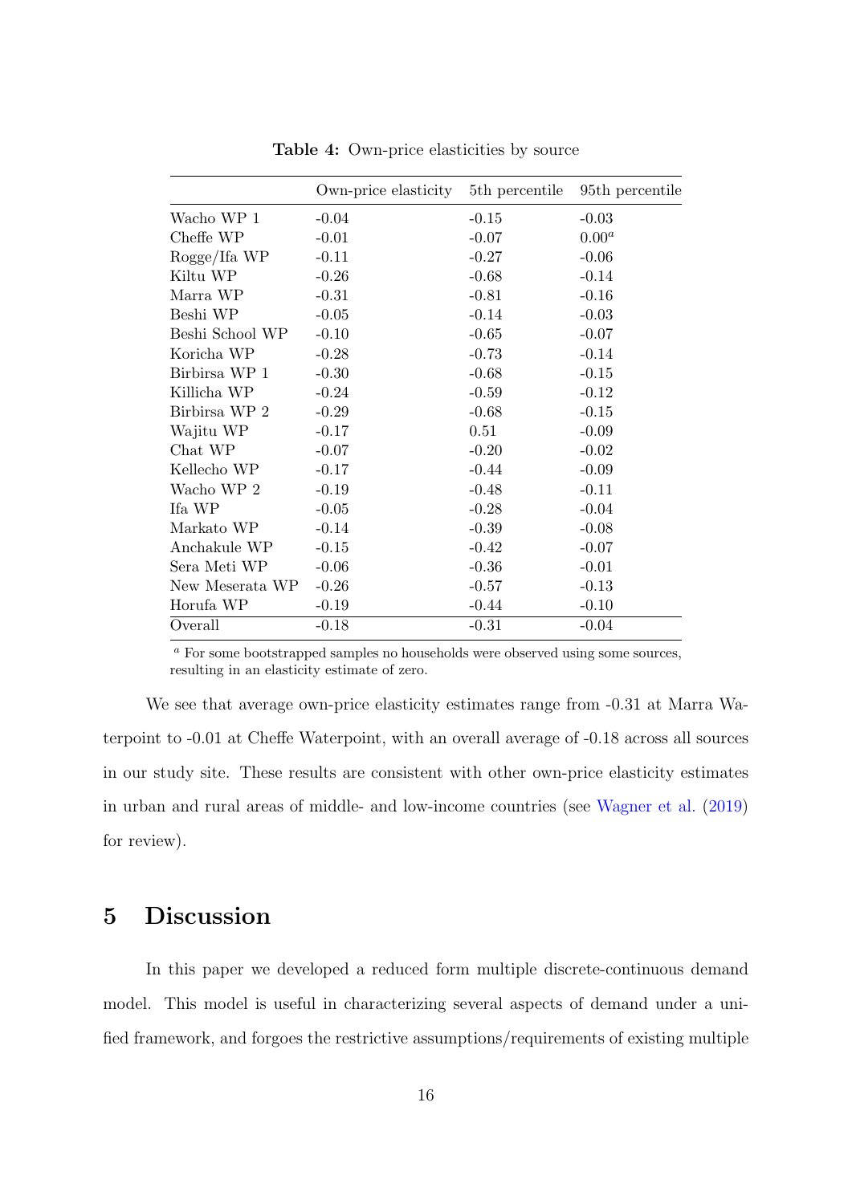**Table 4:** Own-price elasticities by source

| | Own-price elasticity | 5th percentile | 95th percentile |
|---|---|---|---|
| Wacho WP 1 | -0.04 | -0.15 | -0.03 |
| Cheffe WP | -0.01 | -0.07 | 0.00[a] |
| Rogge/Ifa WP | -0.11 | -0.27 | -0.06 |
| Kiltu WP | -0.26 | -0.68 | -0.14 |
| Marra WP | -0.31 | -0.81 | -0.16 |
| Beshi WP | -0.05 | -0.14 | -0.03 |
| Beshi School WP | -0.10 | -0.65 | -0.07 |
| Koricha WP | -0.28 | -0.73 | -0.14 |
| Birbirsa WP 1 | -0.30 | -0.68 | -0.15 |
| Killicha WP | -0.24 | -0.59 | -0.12 |
| Birbirsa WP 2 | -0.29 | -0.68 | -0.15 |
| Wajitu WP | -0.17 | 0.51 | -0.09 |
| Chat WP | -0.07 | -0.20 | -0.02 |
| Kellecho WP | -0.17 | -0.44 | -0.09 |
| Wacho WP 2 | -0.19 | -0.48 | -0.11 |
| Ifa WP | -0.05 | -0.28 | -0.04 |
| Markato WP | -0.14 | -0.39 | -0.08 |
| Anchakule WP | -0.15 | -0.42 | -0.07 |
| Sera Meti WP | -0.06 | -0.36 | -0.01 |
| New Meserata WP | -0.26 | -0.57 | -0.13 |
| Horufa WP | -0.19 | -0.44 | -0.10 |
| Overall | -0.18 | -0.31 | -0.04 |

[a] For some bootstrapped samples no households were observed using some sources, resulting in an elasticity estimate of zero.

We see that average own-price elasticity estimates range from -0.31 at Marra Waterpoint to -0.01 at Cheffe Waterpoint, with an overall average of -0.18 across all sources in our study site. These results are consistent with other own-price elasticity estimates in urban and rural areas of middle- and low-income countries (see Wagner et al. (2019) for review).

## 5 Discussion

In this paper we developed a reduced form multiple discrete-continuous demand model. This model is useful in characterizing several aspects of demand under a unified framework, and forgoes the restrictive assumptions/requirements of existing multiple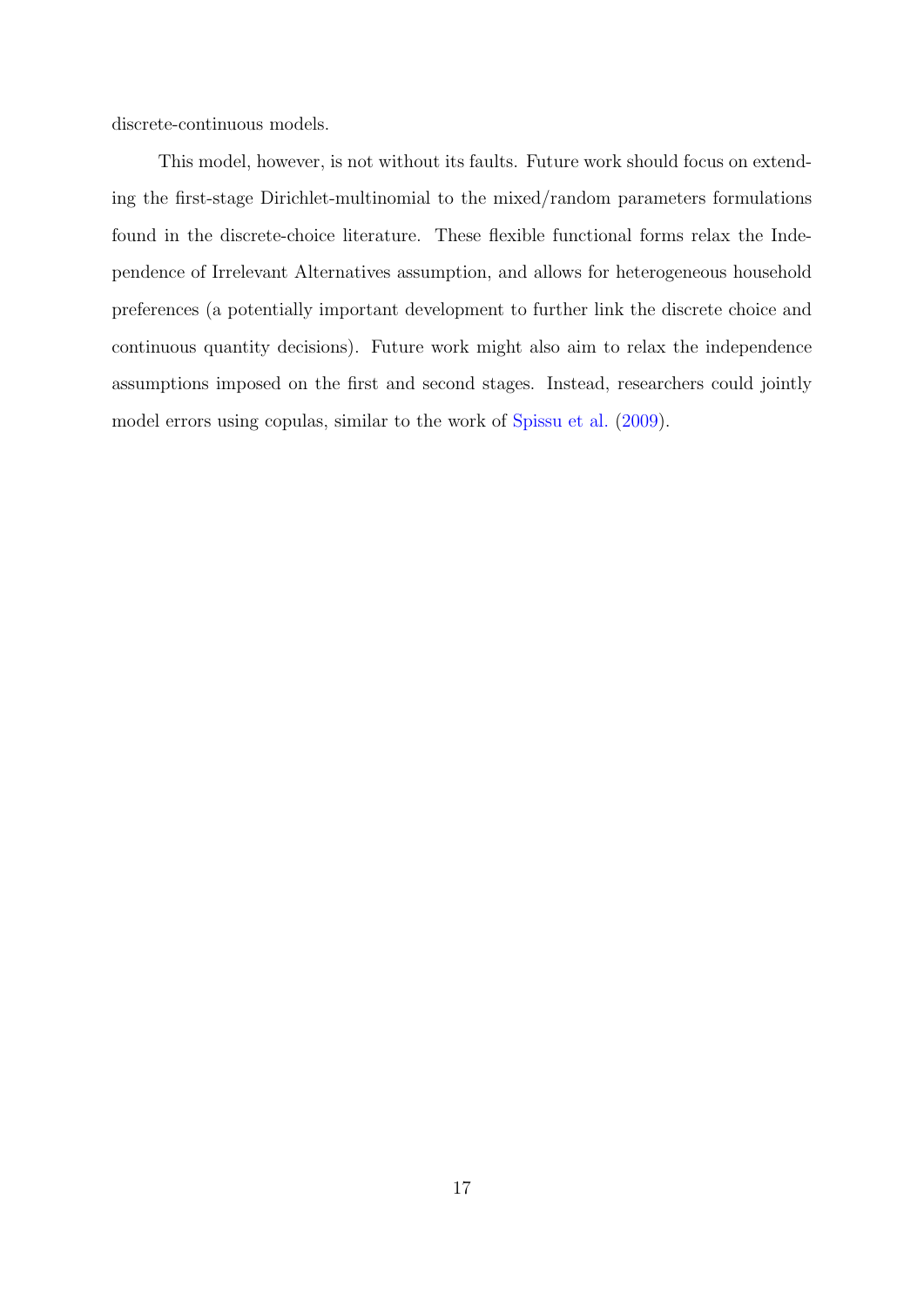discrete-continuous models.

This model, however, is not without its faults. Future work should focus on extending the first-stage Dirichlet-multinomial to the mixed/random parameters formulations found in the discrete-choice literature. These flexible functional forms relax the Independence of Irrelevant Alternatives assumption, and allows for heterogeneous household preferences (a potentially important development to further link the discrete choice and continuous quantity decisions). Future work might also aim to relax the independence assumptions imposed on the first and second stages. Instead, researchers could jointly model errors using copulas, similar to the work of Spissu et al. (2009).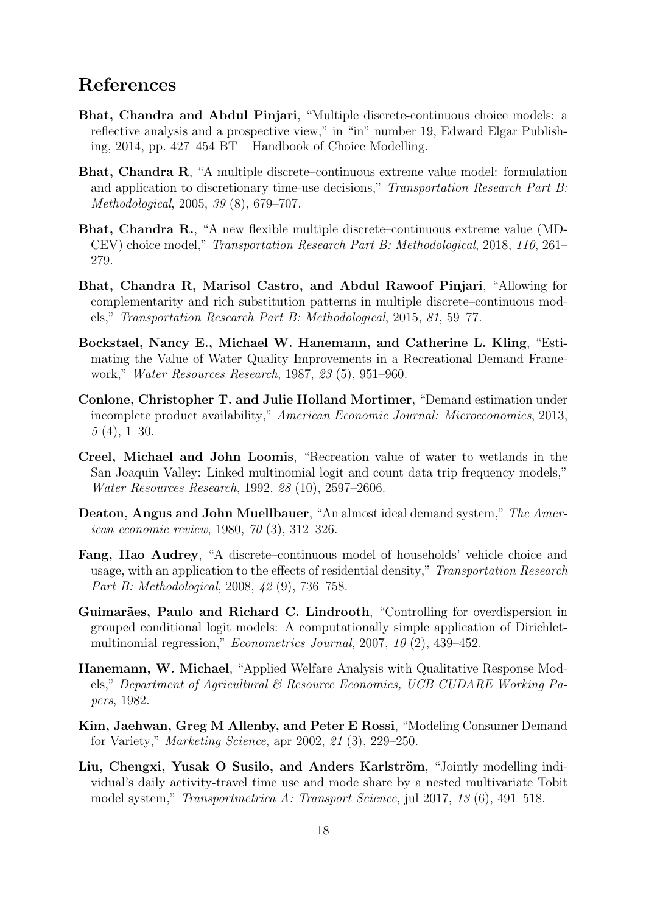# References

**Bhat, Chandra and Abdul Pinjari**, "Multiple discrete-continuous choice models: a reflective analysis and a prospective view," in "in" number 19, Edward Elgar Publishing, 2014, pp. 427–454 BT – Handbook of Choice Modelling.

**Bhat, Chandra R**, "A multiple discrete–continuous extreme value model: formulation and application to discretionary time-use decisions," *Transportation Research Part B: Methodological*, 2005, *39* (8), 679–707.

**Bhat, Chandra R.**, "A new flexible multiple discrete–continuous extreme value (MDCEV) choice model," *Transportation Research Part B: Methodological*, 2018, *110*, 261–279.

**Bhat, Chandra R, Marisol Castro, and Abdul Rawoof Pinjari**, "Allowing for complementarity and rich substitution patterns in multiple discrete–continuous models," *Transportation Research Part B: Methodological*, 2015, *81*, 59–77.

**Bockstael, Nancy E., Michael W. Hanemann, and Catherine L. Kling**, "Estimating the Value of Water Quality Improvements in a Recreational Demand Framework," *Water Resources Research*, 1987, *23* (5), 951–960.

**Conlone, Christopher T. and Julie Holland Mortimer**, "Demand estimation under incomplete product availability," *American Economic Journal: Microeconomics*, 2013, *5* (4), 1–30.

**Creel, Michael and John Loomis**, "Recreation value of water to wetlands in the San Joaquin Valley: Linked multinomial logit and count data trip frequency models," *Water Resources Research*, 1992, *28* (10), 2597–2606.

**Deaton, Angus and John Muellbauer**, "An almost ideal demand system," *The American economic review*, 1980, *70* (3), 312–326.

**Fang, Hao Audrey**, "A discrete–continuous model of households' vehicle choice and usage, with an application to the effects of residential density," *Transportation Research Part B: Methodological*, 2008, *42* (9), 736–758.

**Guimarães, Paulo and Richard C. Lindrooth**, "Controlling for overdispersion in grouped conditional logit models: A computationally simple application of Dirichlet-multinomial regression," *Econometrics Journal*, 2007, *10* (2), 439–452.

**Hanemann, W. Michael**, "Applied Welfare Analysis with Qualitative Response Models," *Department of Agricultural & Resource Economics, UCB CUDARE Working Papers*, 1982.

**Kim, Jaehwan, Greg M Allenby, and Peter E Rossi**, "Modeling Consumer Demand for Variety," *Marketing Science*, apr 2002, *21* (3), 229–250.

**Liu, Chengxi, Yusak O Susilo, and Anders Karlström**, "Jointly modelling individual's daily activity-travel time use and mode share by a nested multivariate Tobit model system," *Transportmetrica A: Transport Science*, jul 2017, *13* (6), 491–518.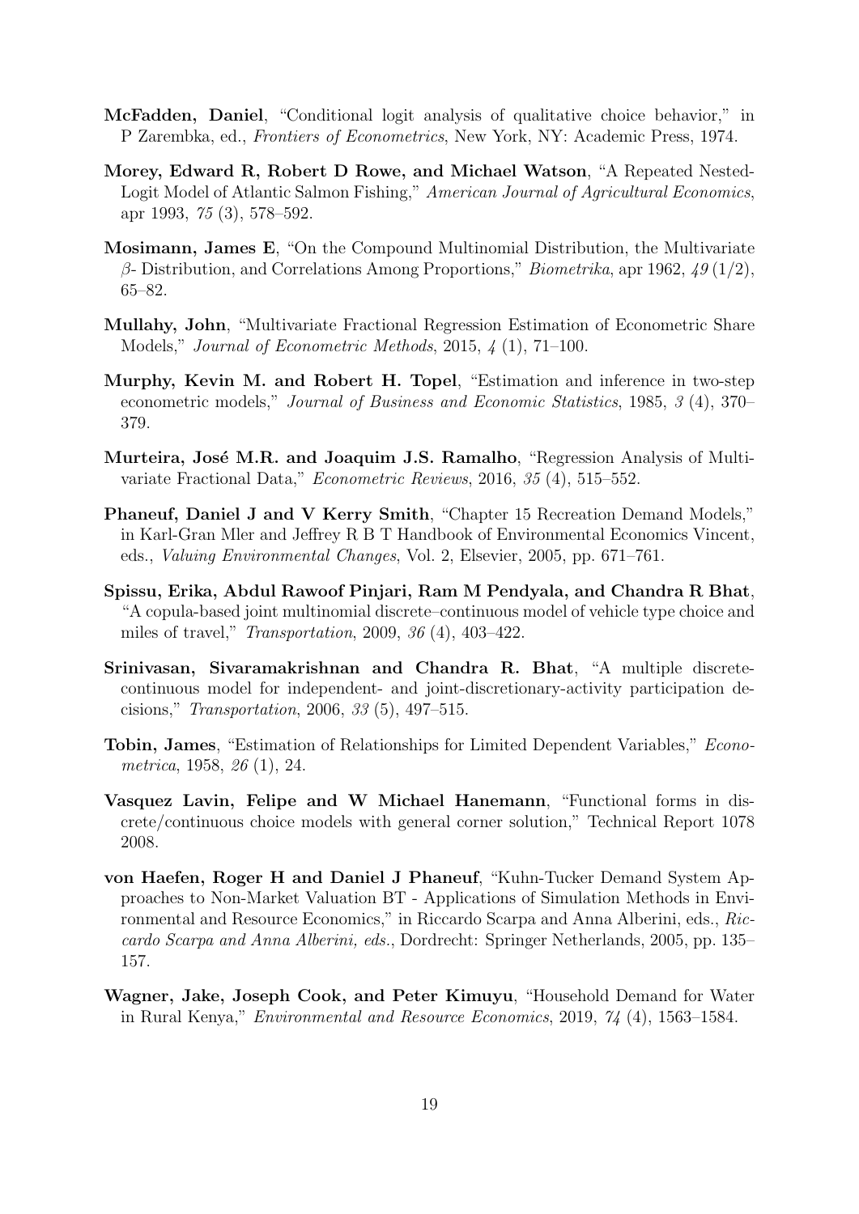**McFadden, Daniel**, "Conditional logit analysis of qualitative choice behavior," in P Zarembka, ed., *Frontiers of Econometrics*, New York, NY: Academic Press, 1974.

**Morey, Edward R, Robert D Rowe, and Michael Watson**, "A Repeated Nested-Logit Model of Atlantic Salmon Fishing," *American Journal of Agricultural Economics*, apr 1993, *75* (3), 578–592.

**Mosimann, James E**, "On the Compound Multinomial Distribution, the Multivariate $\beta$- Distribution, and Correlations Among Proportions," *Biometrika*, apr 1962, *49* (1/2), 65–82.

**Mullahy, John**, "Multivariate Fractional Regression Estimation of Econometric Share Models," *Journal of Econometric Methods*, 2015, *4* (1), 71–100.

**Murphy, Kevin M. and Robert H. Topel**, "Estimation and inference in two-step econometric models," *Journal of Business and Economic Statistics*, 1985, *3* (4), 370–379.

**Murteira, José M.R. and Joaquim J.S. Ramalho**, "Regression Analysis of Multivariate Fractional Data," *Econometric Reviews*, 2016, *35* (4), 515–552.

**Phaneuf, Daniel J and V Kerry Smith**, "Chapter 15 Recreation Demand Models," in Karl-Gran Mler and Jeffrey R B T Handbook of Environmental Economics Vincent, eds., *Valuing Environmental Changes*, Vol. 2, Elsevier, 2005, pp. 671–761.

**Spissu, Erika, Abdul Rawoof Pinjari, Ram M Pendyala, and Chandra R Bhat**, "A copula-based joint multinomial discrete–continuous model of vehicle type choice and miles of travel," *Transportation*, 2009, *36* (4), 403–422.

**Srinivasan, Sivaramakrishnan and Chandra R. Bhat**, "A multiple discrete-continuous model for independent- and joint-discretionary-activity participation decisions," *Transportation*, 2006, *33* (5), 497–515.

**Tobin, James**, "Estimation of Relationships for Limited Dependent Variables," *Econometrica*, 1958, *26* (1), 24.

**Vasquez Lavin, Felipe and W Michael Hanemann**, "Functional forms in discrete/continuous choice models with general corner solution," Technical Report 1078 2008.

**von Haefen, Roger H and Daniel J Phaneuf**, "Kuhn-Tucker Demand System Approaches to Non-Market Valuation BT - Applications of Simulation Methods in Environmental and Resource Economics," in Riccardo Scarpa and Anna Alberini, eds., *Riccardo Scarpa and Anna Alberini, eds.*, Dordrecht: Springer Netherlands, 2005, pp. 135–157.

**Wagner, Jake, Joseph Cook, and Peter Kimuyu**, "Household Demand for Water in Rural Kenya," *Environmental and Resource Economics*, 2019, *74* (4), 1563–1584.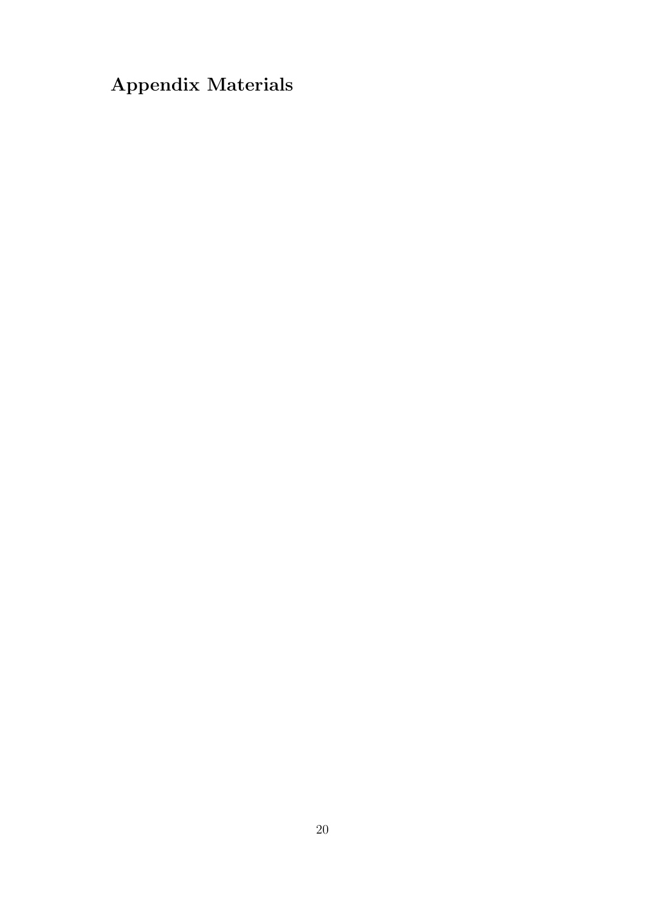# Appendix Materials